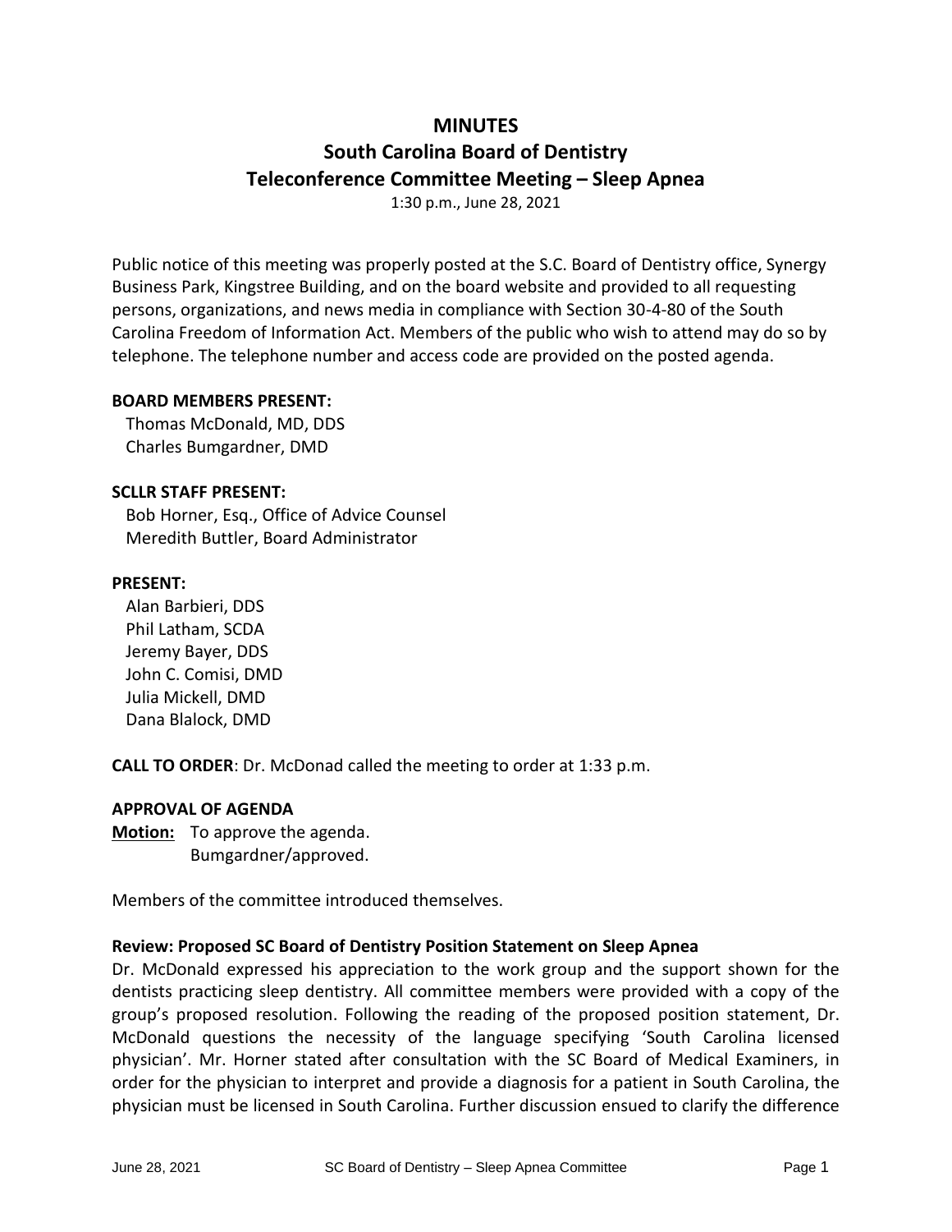# MINUTES

## South Carolina Board of Dentistry

## Teleconference Committee Meeting – Sleep Apnea

1:30 p.m., June 28, 2021

Public notice of this meeting was properly posted at the S.C. Board of Dentistry office, Synergy Business Park, Kingstree Building, and on the board website and provided to all requesting persons, organizations, and news media in compliance with Section 30-4-80 of the South Carolina Freedom of Information Act. Members of the public who wish to attend may do so by telephone. The telephone number and access code are provided on the posted agenda.

**BOARD MEMBERS PRESENT:**

Thomas McDonald, MD, DDS
Charles Bumgardner, DMD

**SCLLR STAFF PRESENT:**

Bob Horner, Esq., Office of Advice Counsel
Meredith Buttler, Board Administrator

**PRESENT:**

Alan Barbieri, DDS
Phil Latham, SCDA
Jeremy Bayer, DDS
John C. Comisi, DMD
Julia Mickell, DMD
Dana Blalock, DMD

**CALL TO ORDER**: Dr. McDonad called the meeting to order at 1:33 p.m.

**APPROVAL OF AGENDA**

**Motion:** To approve the agenda.
Bumgardner/approved.

Members of the committee introduced themselves.

**Review: Proposed SC Board of Dentistry Position Statement on Sleep Apnea**

Dr. McDonald expressed his appreciation to the work group and the support shown for the dentists practicing sleep dentistry. All committee members were provided with a copy of the group's proposed resolution. Following the reading of the proposed position statement, Dr. McDonald questions the necessity of the language specifying 'South Carolina licensed physician'. Mr. Horner stated after consultation with the SC Board of Medical Examiners, in order for the physician to interpret and provide a diagnosis for a patient in South Carolina, the physician must be licensed in South Carolina. Further discussion ensued to clarify the difference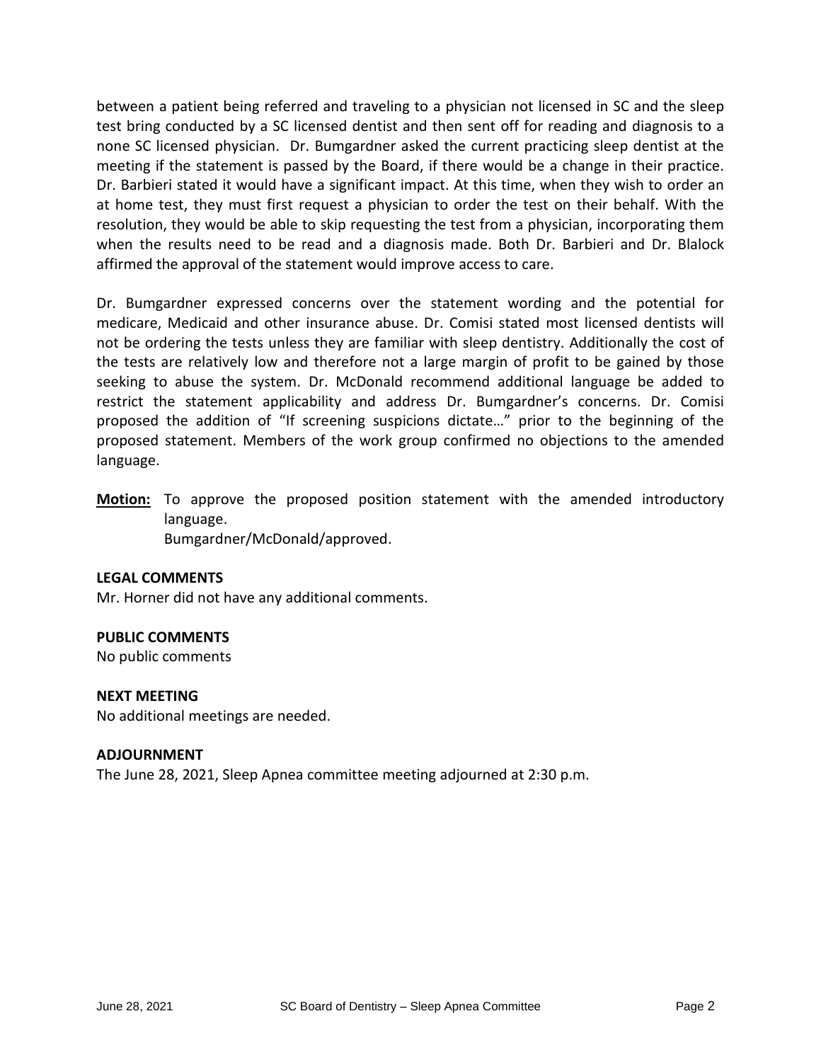between a patient being referred and traveling to a physician not licensed in SC and the sleep test bring conducted by a SC licensed dentist and then sent off for reading and diagnosis to a none SC licensed physician. Dr. Bumgardner asked the current practicing sleep dentist at the meeting if the statement is passed by the Board, if there would be a change in their practice. Dr. Barbieri stated it would have a significant impact. At this time, when they wish to order an at home test, they must first request a physician to order the test on their behalf. With the resolution, they would be able to skip requesting the test from a physician, incorporating them when the results need to be read and a diagnosis made. Both Dr. Barbieri and Dr. Blalock affirmed the approval of the statement would improve access to care.

Dr. Bumgardner expressed concerns over the statement wording and the potential for medicare, Medicaid and other insurance abuse. Dr. Comisi stated most licensed dentists will not be ordering the tests unless they are familiar with sleep dentistry. Additionally the cost of the tests are relatively low and therefore not a large margin of profit to be gained by those seeking to abuse the system. Dr. McDonald recommend additional language be added to restrict the statement applicability and address Dr. Bumgardner's concerns. Dr. Comisi proposed the addition of "If screening suspicions dictate…" prior to the beginning of the proposed statement. Members of the work group confirmed no objections to the amended language.

**Motion:** To approve the proposed position statement with the amended introductory language.
Bumgardner/McDonald/approved.

**LEGAL COMMENTS**
Mr. Horner did not have any additional comments.

**PUBLIC COMMENTS**
No public comments

**NEXT MEETING**
No additional meetings are needed.

**ADJOURNMENT**
The June 28, 2021, Sleep Apnea committee meeting adjourned at 2:30 p.m.